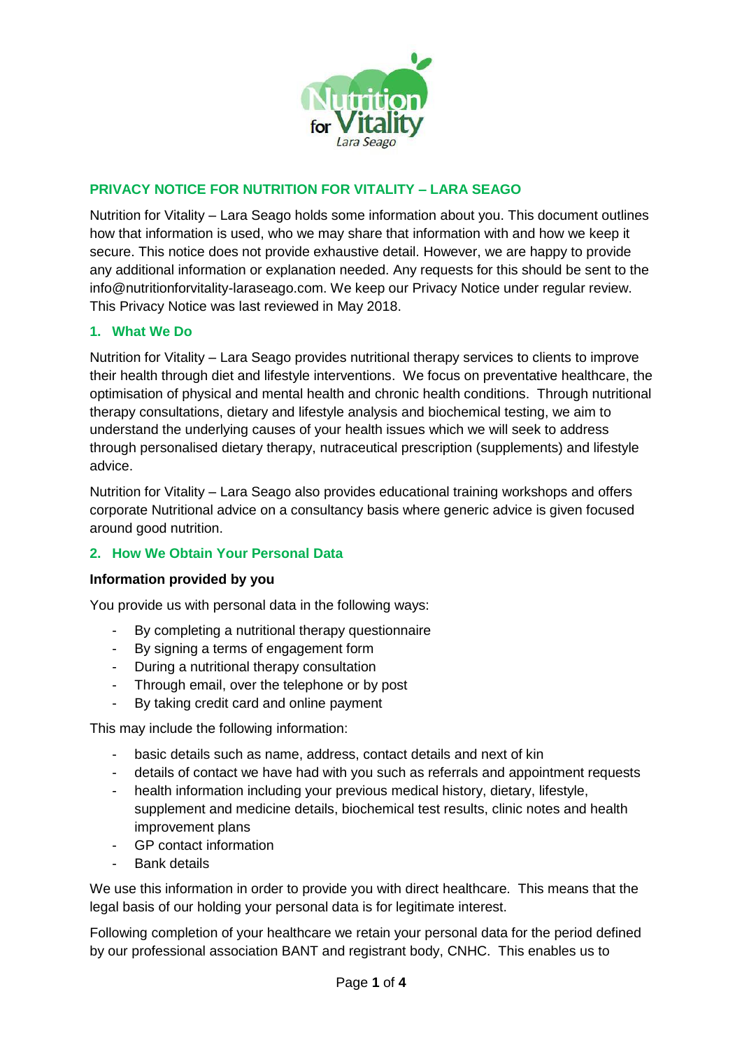## PRIVACY NOTICE FOR NUTRITION FOR VITALITY – LARA SEAGO

Nutrition for Vitality – Lara Seago holds some information about you. This document outlines how that information is used, who we may share that information with and how we keep it secure. This notice does not provide exhaustive detail. However, we are happy to provide any additional information or explanation needed. Any requests for this should be sent to the info@nutritionforvitality-laraseago.com. We keep our Privacy Notice under regular review. This Privacy Notice was last reviewed in May 2018.

### 1. What We Do

Nutrition for Vitality – Lara Seago provides nutritional therapy services to clients to improve their health through diet and lifestyle interventions. We focus on preventative healthcare, the optimisation of physical and mental health and chronic health conditions. Through nutritional therapy consultations, dietary and lifestyle analysis and biochemical testing, we aim to understand the underlying causes of your health issues which we will seek to address through personalised dietary therapy, nutraceutical prescription (supplements) and lifestyle advice.

Nutrition for Vitality – Lara Seago also provides educational training workshops and offers corporate Nutritional advice on a consultancy basis where generic advice is given focused around good nutrition.

### 2. How We Obtain Your Personal Data

**Information provided by you**

You provide us with personal data in the following ways:

- By completing a nutritional therapy questionnaire
- By signing a terms of engagement form
- During a nutritional therapy consultation
- Through email, over the telephone or by post
- By taking credit card and online payment

This may include the following information:

- basic details such as name, address, contact details and next of kin
- details of contact we have had with you such as referrals and appointment requests
- health information including your previous medical history, dietary, lifestyle, supplement and medicine details, biochemical test results, clinic notes and health improvement plans
- GP contact information
- Bank details

We use this information in order to provide you with direct healthcare. This means that the legal basis of our holding your personal data is for legitimate interest.

Following completion of your healthcare we retain your personal data for the period defined by our professional association BANT and registrant body, CNHC. This enables us to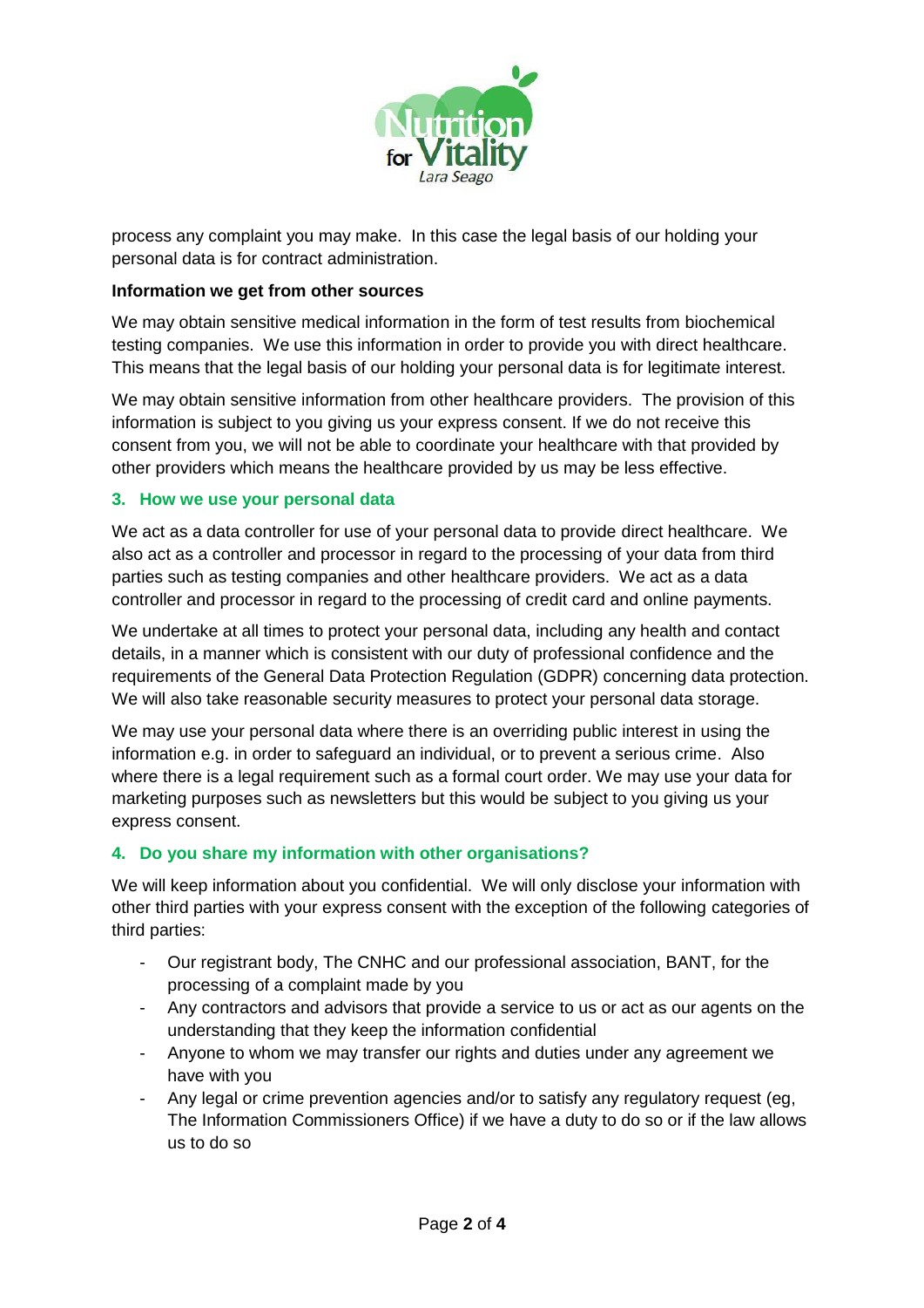process any complaint you may make. In this case the legal basis of our holding your personal data is for contract administration.

**Information we get from other sources**

We may obtain sensitive medical information in the form of test results from biochemical testing companies. We use this information in order to provide you with direct healthcare. This means that the legal basis of our holding your personal data is for legitimate interest.

We may obtain sensitive information from other healthcare providers. The provision of this information is subject to you giving us your express consent. If we do not receive this consent from you, we will not be able to coordinate your healthcare with that provided by other providers which means the healthcare provided by us may be less effective.

## 3. How we use your personal data

We act as a data controller for use of your personal data to provide direct healthcare. We also act as a controller and processor in regard to the processing of your data from third parties such as testing companies and other healthcare providers. We act as a data controller and processor in regard to the processing of credit card and online payments.

We undertake at all times to protect your personal data, including any health and contact details, in a manner which is consistent with our duty of professional confidence and the requirements of the General Data Protection Regulation (GDPR) concerning data protection. We will also take reasonable security measures to protect your personal data storage.

We may use your personal data where there is an overriding public interest in using the information e.g. in order to safeguard an individual, or to prevent a serious crime. Also where there is a legal requirement such as a formal court order. We may use your data for marketing purposes such as newsletters but this would be subject to you giving us your express consent.

## 4. Do you share my information with other organisations?

We will keep information about you confidential. We will only disclose your information with other third parties with your express consent with the exception of the following categories of third parties:

- Our registrant body, The CNHC and our professional association, BANT, for the processing of a complaint made by you
- Any contractors and advisors that provide a service to us or act as our agents on the understanding that they keep the information confidential
- Anyone to whom we may transfer our rights and duties under any agreement we have with you
- Any legal or crime prevention agencies and/or to satisfy any regulatory request (eg, The Information Commissioners Office) if we have a duty to do so or if the law allows us to do so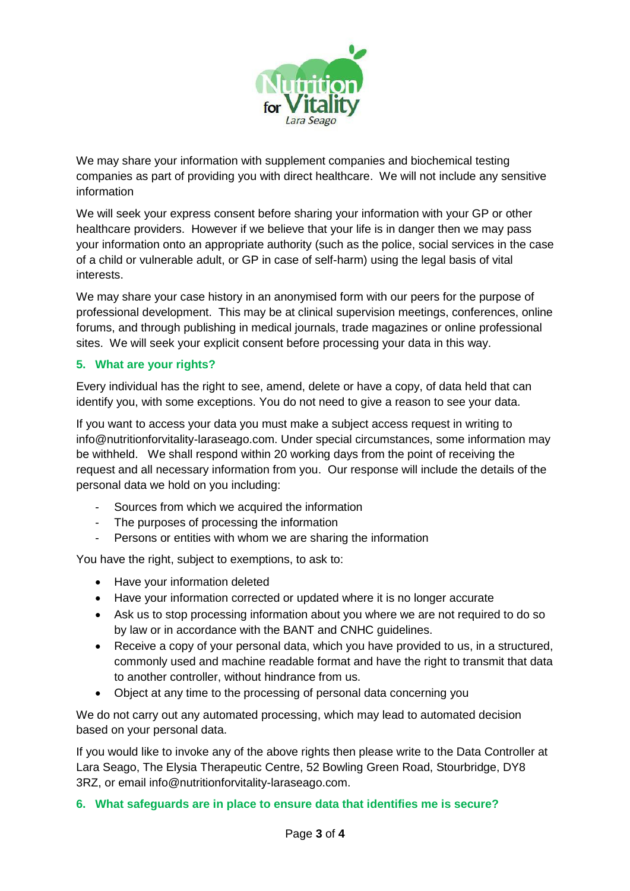We may share your information with supplement companies and biochemical testing companies as part of providing you with direct healthcare. We will not include any sensitive information

We will seek your express consent before sharing your information with your GP or other healthcare providers. However if we believe that your life is in danger then we may pass your information onto an appropriate authority (such as the police, social services in the case of a child or vulnerable adult, or GP in case of self-harm) using the legal basis of vital interests.

We may share your case history in an anonymised form with our peers for the purpose of professional development. This may be at clinical supervision meetings, conferences, online forums, and through publishing in medical journals, trade magazines or online professional sites. We will seek your explicit consent before processing your data in this way.

## 5. What are your rights?

Every individual has the right to see, amend, delete or have a copy, of data held that can identify you, with some exceptions. You do not need to give a reason to see your data.

If you want to access your data you must make a subject access request in writing to info@nutritionforvitality-laraseago.com. Under special circumstances, some information may be withheld. We shall respond within 20 working days from the point of receiving the request and all necessary information from you. Our response will include the details of the personal data we hold on you including:

- Sources from which we acquired the information
- The purposes of processing the information
- Persons or entities with whom we are sharing the information

You have the right, subject to exemptions, to ask to:

- Have your information deleted
- Have your information corrected or updated where it is no longer accurate
- Ask us to stop processing information about you where we are not required to do so by law or in accordance with the BANT and CNHC guidelines.
- Receive a copy of your personal data, which you have provided to us, in a structured, commonly used and machine readable format and have the right to transmit that data to another controller, without hindrance from us.
- Object at any time to the processing of personal data concerning you

We do not carry out any automated processing, which may lead to automated decision based on your personal data.

If you would like to invoke any of the above rights then please write to the Data Controller at Lara Seago, The Elysia Therapeutic Centre, 52 Bowling Green Road, Stourbridge, DY8 3RZ, or email info@nutritionforvitality-laraseago.com.

## 6. What safeguards are in place to ensure data that identifies me is secure?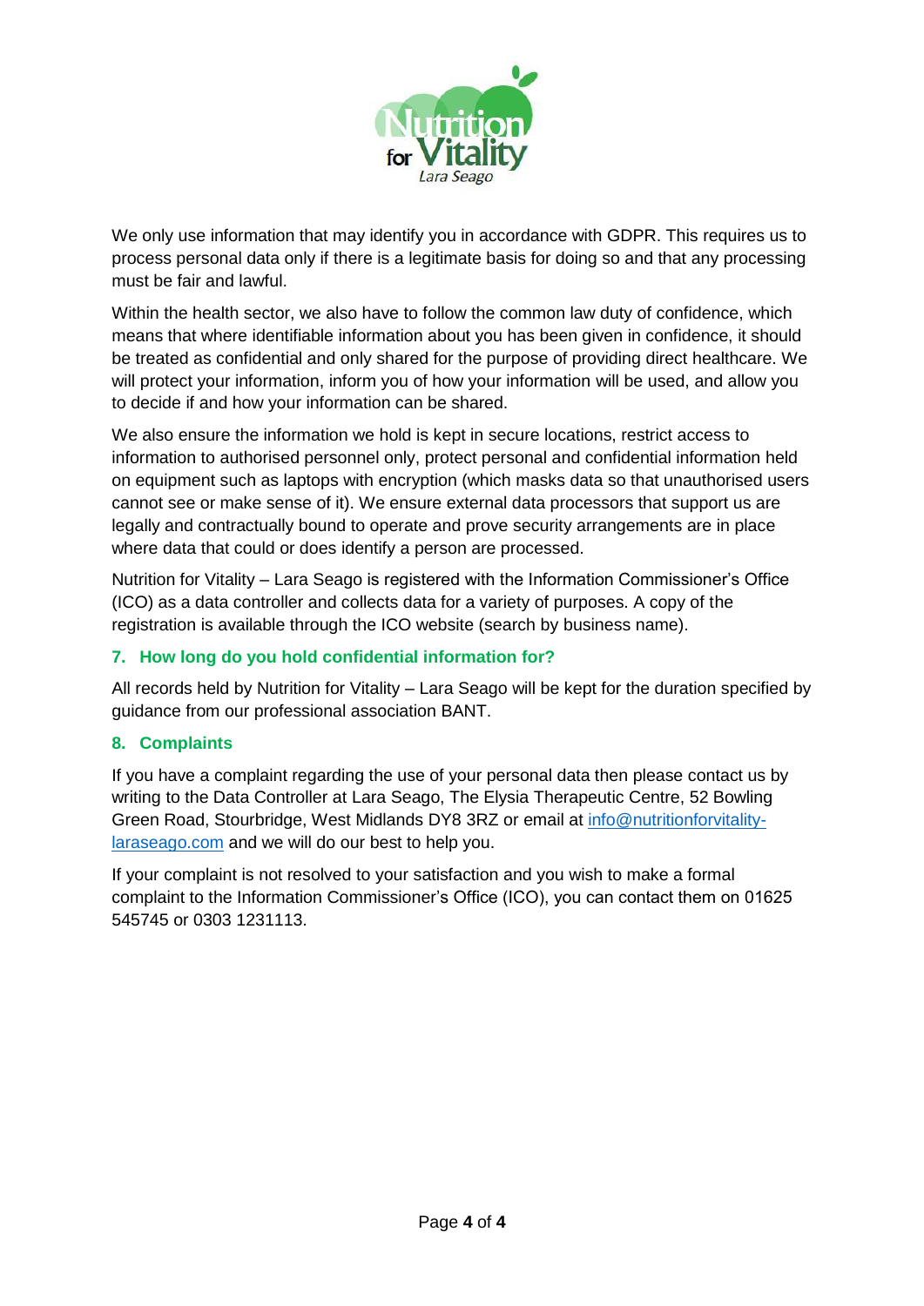We only use information that may identify you in accordance with GDPR. This requires us to process personal data only if there is a legitimate basis for doing so and that any processing must be fair and lawful.

Within the health sector, we also have to follow the common law duty of confidence, which means that where identifiable information about you has been given in confidence, it should be treated as confidential and only shared for the purpose of providing direct healthcare. We will protect your information, inform you of how your information will be used, and allow you to decide if and how your information can be shared.

We also ensure the information we hold is kept in secure locations, restrict access to information to authorised personnel only, protect personal and confidential information held on equipment such as laptops with encryption (which masks data so that unauthorised users cannot see or make sense of it). We ensure external data processors that support us are legally and contractually bound to operate and prove security arrangements are in place where data that could or does identify a person are processed.

Nutrition for Vitality – Lara Seago is registered with the Information Commissioner's Office (ICO) as a data controller and collects data for a variety of purposes. A copy of the registration is available through the ICO website (search by business name).

## 7. How long do you hold confidential information for?

All records held by Nutrition for Vitality – Lara Seago will be kept for the duration specified by guidance from our professional association BANT.

## 8. Complaints

If you have a complaint regarding the use of your personal data then please contact us by writing to the Data Controller at Lara Seago, The Elysia Therapeutic Centre, 52 Bowling Green Road, Stourbridge, West Midlands DY8 3RZ or email at info@nutritionforvitality-laraseago.com and we will do our best to help you.

If your complaint is not resolved to your satisfaction and you wish to make a formal complaint to the Information Commissioner's Office (ICO), you can contact them on 01625 545745 or 0303 1231113.